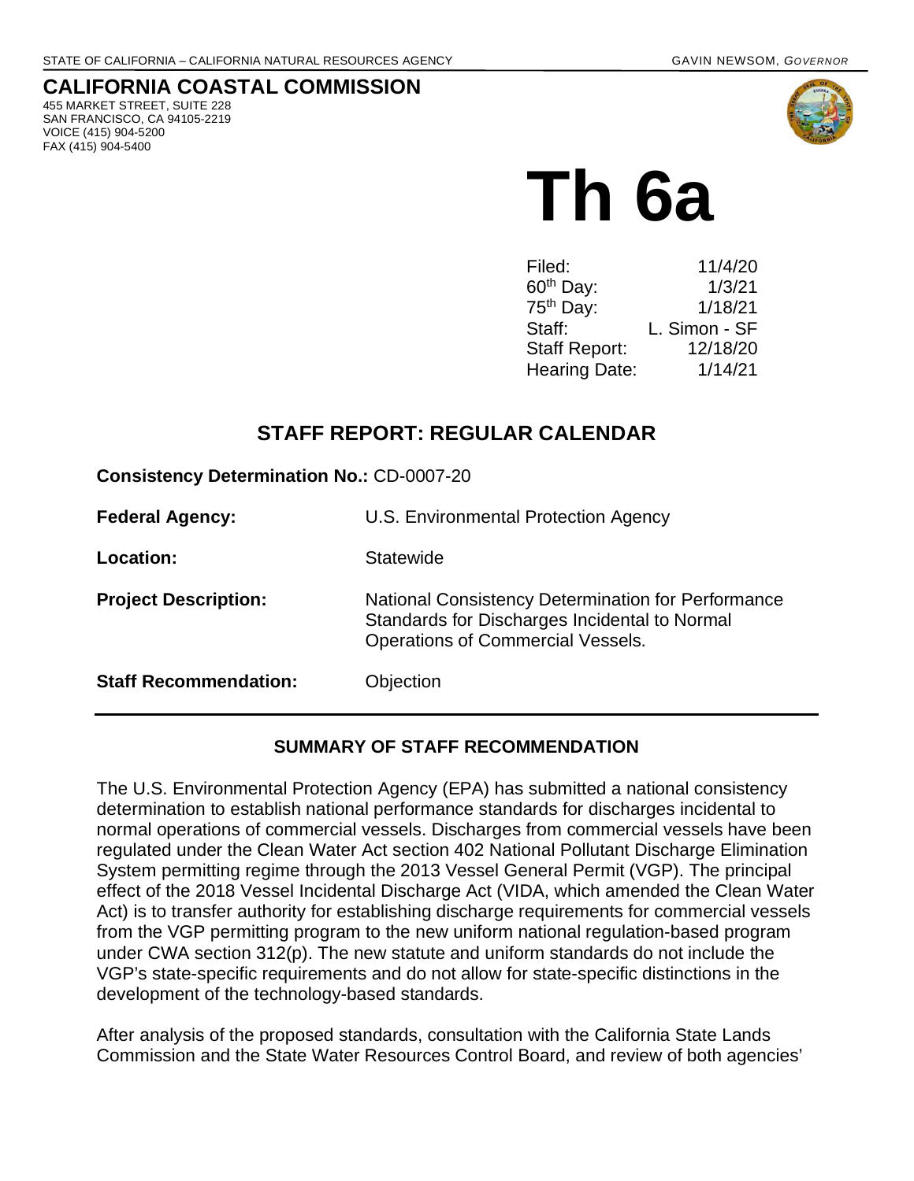STATE OF CALIFORNIA – CALIFORNIA NATURAL RESOURCES AGENCY GAVIN NEWSOM, *GOVERNOR*

# CALIFORNIA COASTAL COMMISSION

455 MARKET STREET, SUITE 228
SAN FRANCISCO, CA 94105-2219
VOICE (415) 904-5200
FAX (415) 904-5400

# Th 6a

| | |
|---|---|
| Filed: | 11/4/20 |
| 60th Day: | 1/3/21 |
| 75th Day: | 1/18/21 |
| Staff: | L. Simon - SF |
| Staff Report: | 12/18/20 |
| Hearing Date: | 1/14/21 |

## STAFF REPORT: REGULAR CALENDAR

**Consistency Determination No.:** CD-0007-20

**Federal Agency:** U.S. Environmental Protection Agency

**Location:** Statewide

**Project Description:** National Consistency Determination for Performance Standards for Discharges Incidental to Normal Operations of Commercial Vessels.

**Staff Recommendation:** Objection

### SUMMARY OF STAFF RECOMMENDATION

The U.S. Environmental Protection Agency (EPA) has submitted a national consistency determination to establish national performance standards for discharges incidental to normal operations of commercial vessels. Discharges from commercial vessels have been regulated under the Clean Water Act section 402 National Pollutant Discharge Elimination System permitting regime through the 2013 Vessel General Permit (VGP). The principal effect of the 2018 Vessel Incidental Discharge Act (VIDA, which amended the Clean Water Act) is to transfer authority for establishing discharge requirements for commercial vessels from the VGP permitting program to the new uniform national regulation-based program under CWA section 312(p). The new statute and uniform standards do not include the VGP's state-specific requirements and do not allow for state-specific distinctions in the development of the technology-based standards.

After analysis of the proposed standards, consultation with the California State Lands Commission and the State Water Resources Control Board, and review of both agencies'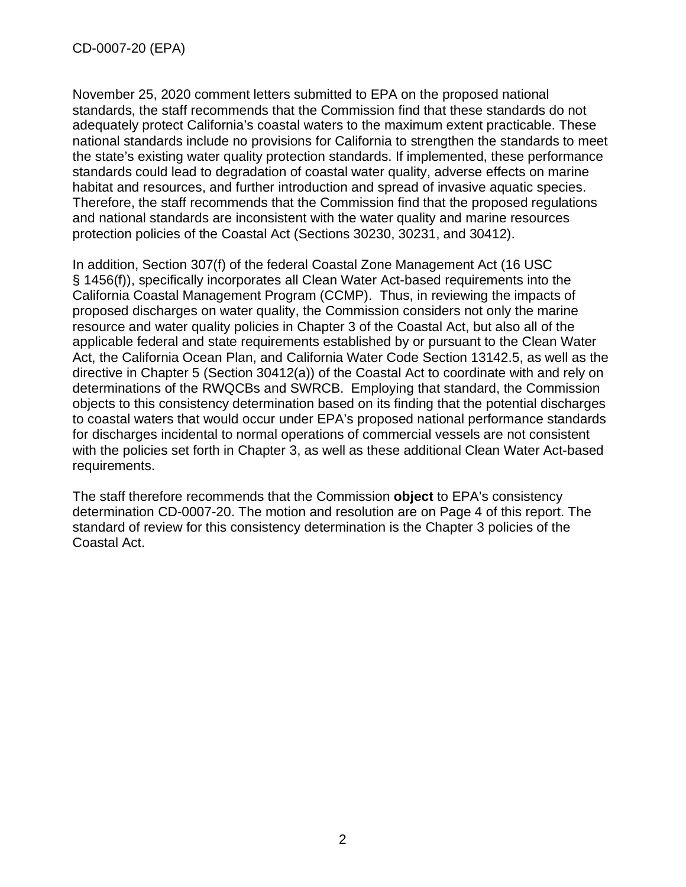November 25, 2020 comment letters submitted to EPA on the proposed national standards, the staff recommends that the Commission find that these standards do not adequately protect California's coastal waters to the maximum extent practicable. These national standards include no provisions for California to strengthen the standards to meet the state's existing water quality protection standards. If implemented, these performance standards could lead to degradation of coastal water quality, adverse effects on marine habitat and resources, and further introduction and spread of invasive aquatic species. Therefore, the staff recommends that the Commission find that the proposed regulations and national standards are inconsistent with the water quality and marine resources protection policies of the Coastal Act (Sections 30230, 30231, and 30412).

In addition, Section 307(f) of the federal Coastal Zone Management Act (16 USC § 1456(f)), specifically incorporates all Clean Water Act-based requirements into the California Coastal Management Program (CCMP). Thus, in reviewing the impacts of proposed discharges on water quality, the Commission considers not only the marine resource and water quality policies in Chapter 3 of the Coastal Act, but also all of the applicable federal and state requirements established by or pursuant to the Clean Water Act, the California Ocean Plan, and California Water Code Section 13142.5, as well as the directive in Chapter 5 (Section 30412(a)) of the Coastal Act to coordinate with and rely on determinations of the RWQCBs and SWRCB. Employing that standard, the Commission objects to this consistency determination based on its finding that the potential discharges to coastal waters that would occur under EPA's proposed national performance standards for discharges incidental to normal operations of commercial vessels are not consistent with the policies set forth in Chapter 3, as well as these additional Clean Water Act-based requirements.

The staff therefore recommends that the Commission **object** to EPA's consistency determination CD-0007-20. The motion and resolution are on Page 4 of this report. The standard of review for this consistency determination is the Chapter 3 policies of the Coastal Act.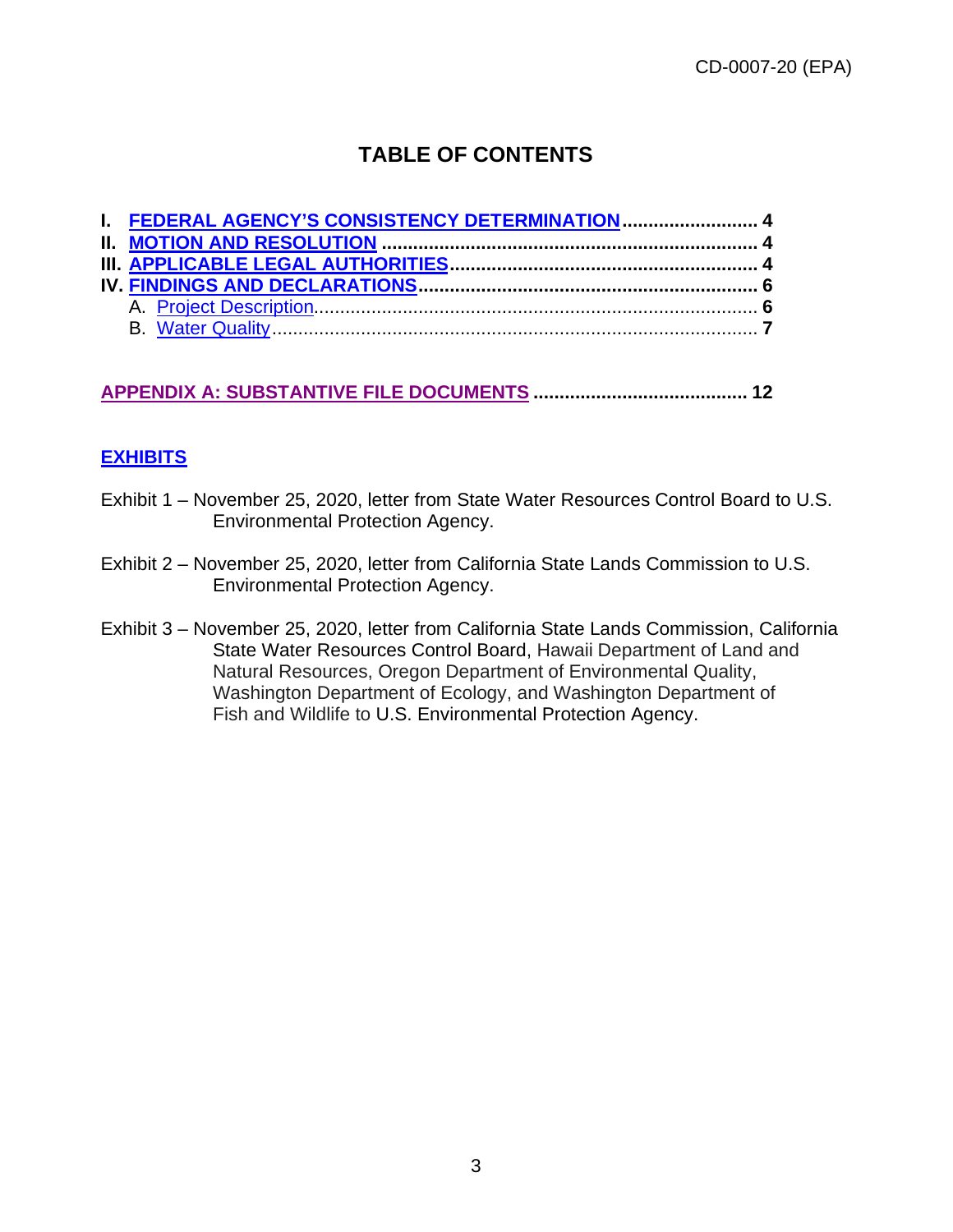# TABLE OF CONTENTS

**I. FEDERAL AGENCY'S CONSISTENCY DETERMINATION .......................... 4**
**II. MOTION AND RESOLUTION ....................................................................... 4**
**III. APPLICABLE LEGAL AUTHORITIES ........................................................ 4**
**IV. FINDINGS AND DECLARATIONS ................................................................ 6**
- A. Project Description ........................................................................................ **6**
- B. Water Quality ................................................................................................. **7**

**APPENDIX A: SUBSTANTIVE FILE DOCUMENTS ......................................... 12**

**EXHIBITS**

Exhibit 1 – November 25, 2020, letter from State Water Resources Control Board to U.S. Environmental Protection Agency.

Exhibit 2 – November 25, 2020, letter from California State Lands Commission to U.S. Environmental Protection Agency.

Exhibit 3 – November 25, 2020, letter from California State Lands Commission, California State Water Resources Control Board, Hawaii Department of Land and Natural Resources, Oregon Department of Environmental Quality, Washington Department of Ecology, and Washington Department of Fish and Wildlife to U.S. Environmental Protection Agency.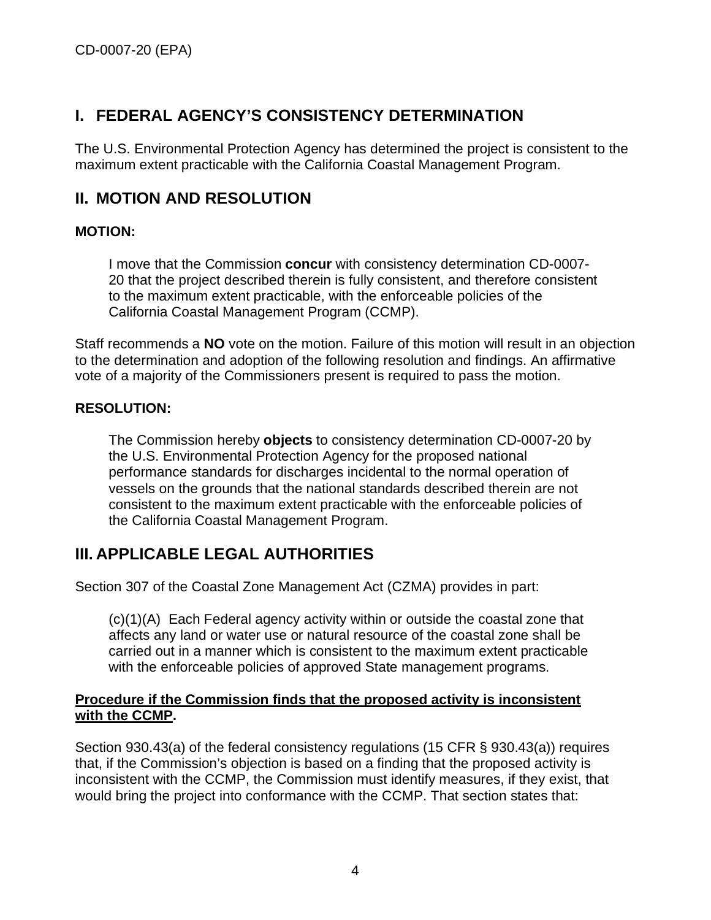## I. FEDERAL AGENCY'S CONSISTENCY DETERMINATION

The U.S. Environmental Protection Agency has determined the project is consistent to the maximum extent practicable with the California Coastal Management Program.

## II. MOTION AND RESOLUTION

### MOTION:

> I move that the Commission **concur** with consistency determination CD-0007-20 that the project described therein is fully consistent, and therefore consistent to the maximum extent practicable, with the enforceable policies of the California Coastal Management Program (CCMP).

Staff recommends a **NO** vote on the motion. Failure of this motion will result in an objection to the determination and adoption of the following resolution and findings. An affirmative vote of a majority of the Commissioners present is required to pass the motion.

### RESOLUTION:

> The Commission hereby **objects** to consistency determination CD-0007-20 by the U.S. Environmental Protection Agency for the proposed national performance standards for discharges incidental to the normal operation of vessels on the grounds that the national standards described therein are not consistent to the maximum extent practicable with the enforceable policies of the California Coastal Management Program.

## III. APPLICABLE LEGAL AUTHORITIES

Section 307 of the Coastal Zone Management Act (CZMA) provides in part:

> (c)(1)(A) Each Federal agency activity within or outside the coastal zone that affects any land or water use or natural resource of the coastal zone shall be carried out in a manner which is consistent to the maximum extent practicable with the enforceable policies of approved State management programs.

**Procedure if the Commission finds that the proposed activity is inconsistent with the CCMP.**

Section 930.43(a) of the federal consistency regulations (15 CFR § 930.43(a)) requires that, if the Commission's objection is based on a finding that the proposed activity is inconsistent with the CCMP, the Commission must identify measures, if they exist, that would bring the project into conformance with the CCMP. That section states that: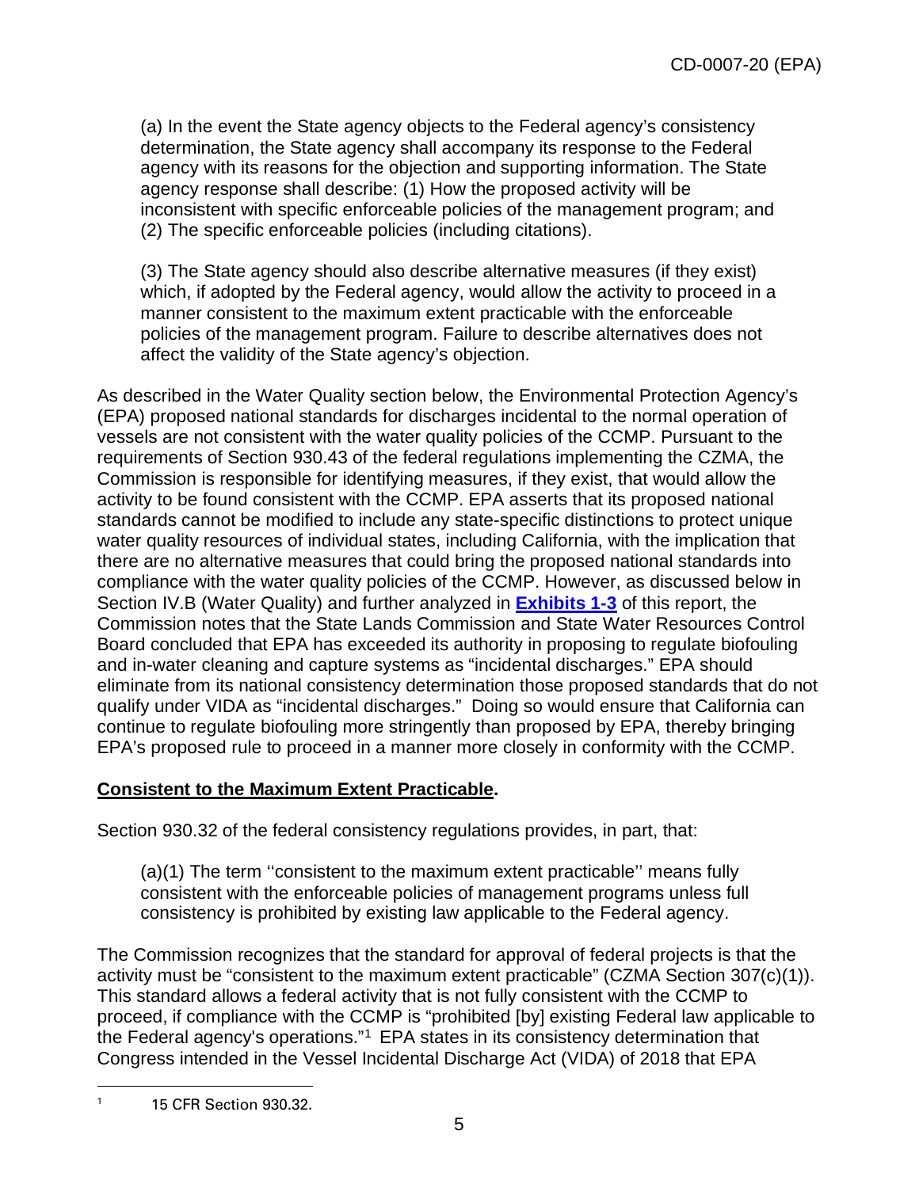> (a) In the event the State agency objects to the Federal agency's consistency determination, the State agency shall accompany its response to the Federal agency with its reasons for the objection and supporting information. The State agency response shall describe: (1) How the proposed activity will be inconsistent with specific enforceable policies of the management program; and (2) The specific enforceable policies (including citations).
>
> (3) The State agency should also describe alternative measures (if they exist) which, if adopted by the Federal agency, would allow the activity to proceed in a manner consistent to the maximum extent practicable with the enforceable policies of the management program. Failure to describe alternatives does not affect the validity of the State agency's objection.

As described in the Water Quality section below, the Environmental Protection Agency's (EPA) proposed national standards for discharges incidental to the normal operation of vessels are not consistent with the water quality policies of the CCMP. Pursuant to the requirements of Section 930.43 of the federal regulations implementing the CZMA, the Commission is responsible for identifying measures, if they exist, that would allow the activity to be found consistent with the CCMP. EPA asserts that its proposed national standards cannot be modified to include any state-specific distinctions to protect unique water quality resources of individual states, including California, with the implication that there are no alternative measures that could bring the proposed national standards into compliance with the water quality policies of the CCMP. However, as discussed below in Section IV.B (Water Quality) and further analyzed in **Exhibits 1-3** of this report, the Commission notes that the State Lands Commission and State Water Resources Control Board concluded that EPA has exceeded its authority in proposing to regulate biofouling and in-water cleaning and capture systems as "incidental discharges." EPA should eliminate from its national consistency determination those proposed standards that do not qualify under VIDA as "incidental discharges." Doing so would ensure that California can continue to regulate biofouling more stringently than proposed by EPA, thereby bringing EPA's proposed rule to proceed in a manner more closely in conformity with the CCMP.

**Consistent to the Maximum Extent Practicable.**

Section 930.32 of the federal consistency regulations provides, in part, that:

> (a)(1) The term ''consistent to the maximum extent practicable'' means fully consistent with the enforceable policies of management programs unless full consistency is prohibited by existing law applicable to the Federal agency.

The Commission recognizes that the standard for approval of federal projects is that the activity must be "consistent to the maximum extent practicable" (CZMA Section 307(c)(1)). This standard allows a federal activity that is not fully consistent with the CCMP to proceed, if compliance with the CCMP is "prohibited [by] existing Federal law applicable to the Federal agency's operations."[1] EPA states in its consistency determination that Congress intended in the Vessel Incidental Discharge Act (VIDA) of 2018 that EPA

[1] 15 CFR Section 930.32.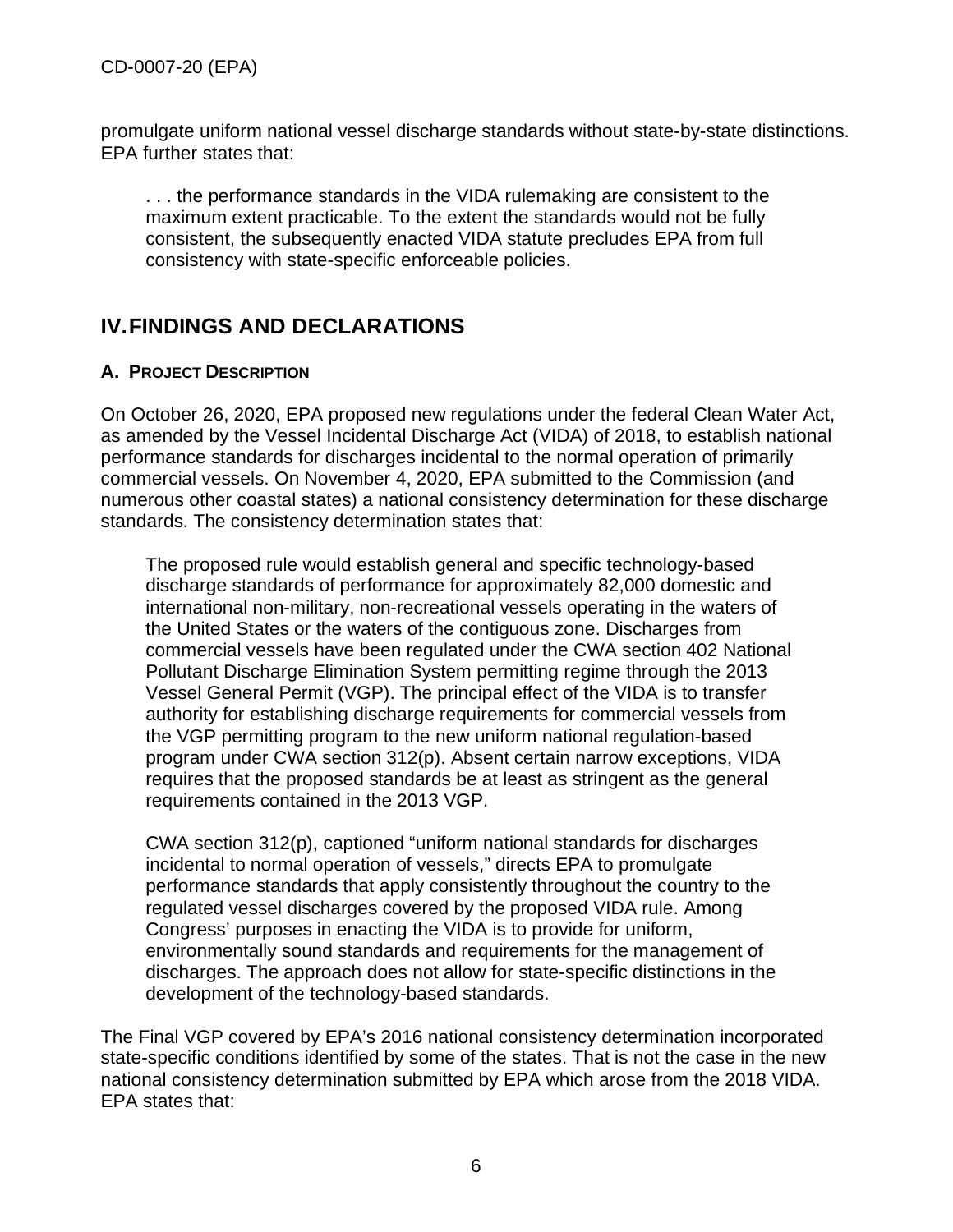promulgate uniform national vessel discharge standards without state-by-state distinctions. EPA further states that:

> . . . the performance standards in the VIDA rulemaking are consistent to the maximum extent practicable. To the extent the standards would not be fully consistent, the subsequently enacted VIDA statute precludes EPA from full consistency with state-specific enforceable policies.

## IV. FINDINGS AND DECLARATIONS

### A. Project Description

On October 26, 2020, EPA proposed new regulations under the federal Clean Water Act, as amended by the Vessel Incidental Discharge Act (VIDA) of 2018, to establish national performance standards for discharges incidental to the normal operation of primarily commercial vessels. On November 4, 2020, EPA submitted to the Commission (and numerous other coastal states) a national consistency determination for these discharge standards. The consistency determination states that:

> The proposed rule would establish general and specific technology-based discharge standards of performance for approximately 82,000 domestic and international non-military, non-recreational vessels operating in the waters of the United States or the waters of the contiguous zone. Discharges from commercial vessels have been regulated under the CWA section 402 National Pollutant Discharge Elimination System permitting regime through the 2013 Vessel General Permit (VGP). The principal effect of the VIDA is to transfer authority for establishing discharge requirements for commercial vessels from the VGP permitting program to the new uniform national regulation-based program under CWA section 312(p). Absent certain narrow exceptions, VIDA requires that the proposed standards be at least as stringent as the general requirements contained in the 2013 VGP.
>
> CWA section 312(p), captioned "uniform national standards for discharges incidental to normal operation of vessels," directs EPA to promulgate performance standards that apply consistently throughout the country to the regulated vessel discharges covered by the proposed VIDA rule. Among Congress' purposes in enacting the VIDA is to provide for uniform, environmentally sound standards and requirements for the management of discharges. The approach does not allow for state-specific distinctions in the development of the technology-based standards.

The Final VGP covered by EPA's 2016 national consistency determination incorporated state-specific conditions identified by some of the states. That is not the case in the new national consistency determination submitted by EPA which arose from the 2018 VIDA. EPA states that: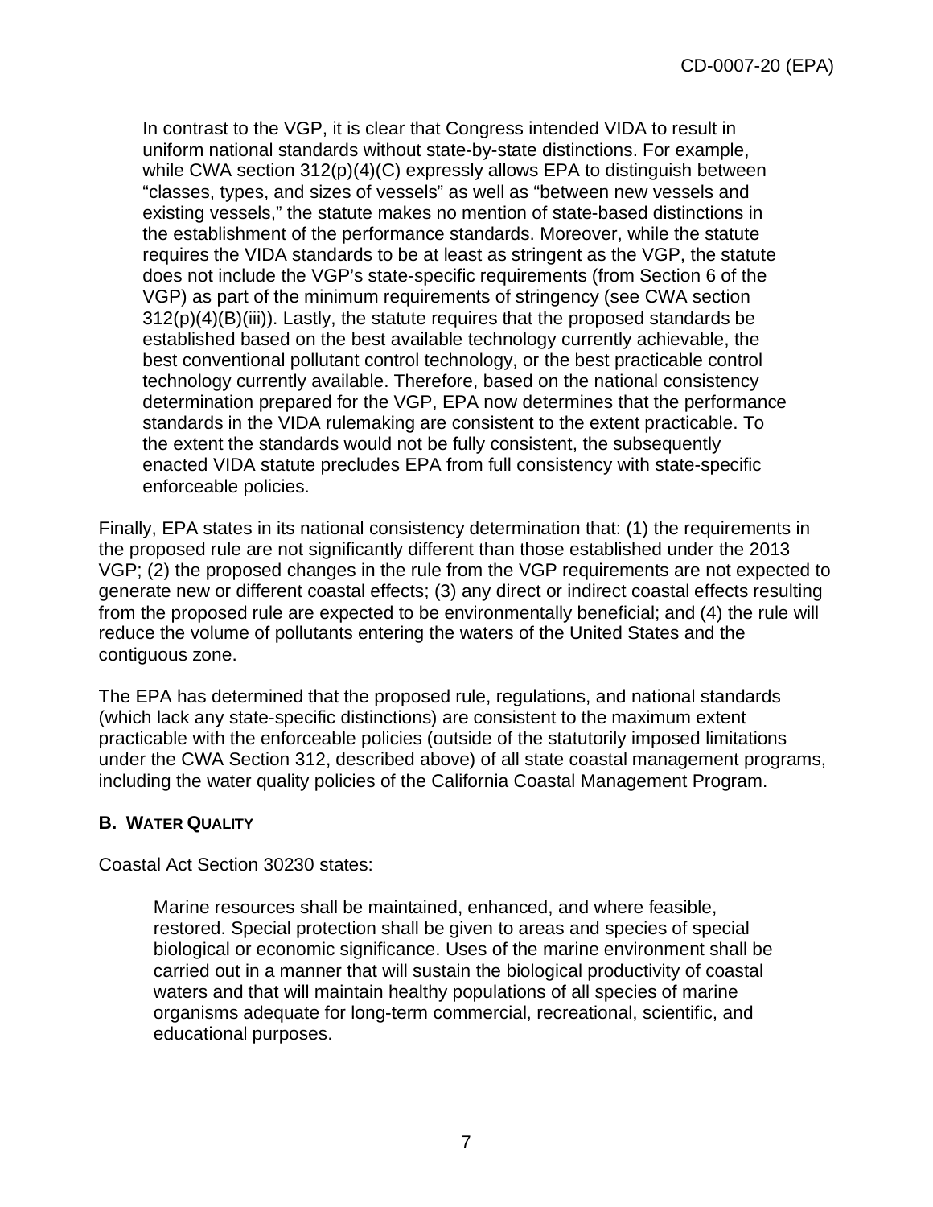> In contrast to the VGP, it is clear that Congress intended VIDA to result in uniform national standards without state-by-state distinctions. For example, while CWA section 312(p)(4)(C) expressly allows EPA to distinguish between "classes, types, and sizes of vessels" as well as "between new vessels and existing vessels," the statute makes no mention of state-based distinctions in the establishment of the performance standards. Moreover, while the statute requires the VIDA standards to be at least as stringent as the VGP, the statute does not include the VGP's state-specific requirements (from Section 6 of the VGP) as part of the minimum requirements of stringency (see CWA section 312(p)(4)(B)(iii)). Lastly, the statute requires that the proposed standards be established based on the best available technology currently achievable, the best conventional pollutant control technology, or the best practicable control technology currently available. Therefore, based on the national consistency determination prepared for the VGP, EPA now determines that the performance standards in the VIDA rulemaking are consistent to the extent practicable. To the extent the standards would not be fully consistent, the subsequently enacted VIDA statute precludes EPA from full consistency with state-specific enforceable policies.

Finally, EPA states in its national consistency determination that: (1) the requirements in the proposed rule are not significantly different than those established under the 2013 VGP; (2) the proposed changes in the rule from the VGP requirements are not expected to generate new or different coastal effects; (3) any direct or indirect coastal effects resulting from the proposed rule are expected to be environmentally beneficial; and (4) the rule will reduce the volume of pollutants entering the waters of the United States and the contiguous zone.

The EPA has determined that the proposed rule, regulations, and national standards (which lack any state-specific distinctions) are consistent to the maximum extent practicable with the enforceable policies (outside of the statutorily imposed limitations under the CWA Section 312, described above) of all state coastal management programs, including the water quality policies of the California Coastal Management Program.

### B. Water Quality

Coastal Act Section 30230 states:

> Marine resources shall be maintained, enhanced, and where feasible, restored. Special protection shall be given to areas and species of special biological or economic significance. Uses of the marine environment shall be carried out in a manner that will sustain the biological productivity of coastal waters and that will maintain healthy populations of all species of marine organisms adequate for long-term commercial, recreational, scientific, and educational purposes.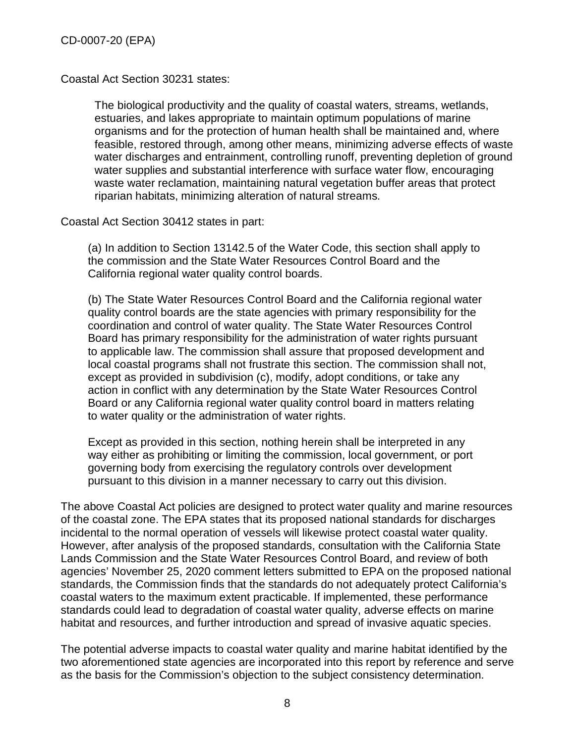Coastal Act Section 30231 states:

> The biological productivity and the quality of coastal waters, streams, wetlands, estuaries, and lakes appropriate to maintain optimum populations of marine organisms and for the protection of human health shall be maintained and, where feasible, restored through, among other means, minimizing adverse effects of waste water discharges and entrainment, controlling runoff, preventing depletion of ground water supplies and substantial interference with surface water flow, encouraging waste water reclamation, maintaining natural vegetation buffer areas that protect riparian habitats, minimizing alteration of natural streams.

Coastal Act Section 30412 states in part:

> (a) In addition to Section 13142.5 of the Water Code, this section shall apply to the commission and the State Water Resources Control Board and the California regional water quality control boards.
>
> (b) The State Water Resources Control Board and the California regional water quality control boards are the state agencies with primary responsibility for the coordination and control of water quality. The State Water Resources Control Board has primary responsibility for the administration of water rights pursuant to applicable law. The commission shall assure that proposed development and local coastal programs shall not frustrate this section. The commission shall not, except as provided in subdivision (c), modify, adopt conditions, or take any action in conflict with any determination by the State Water Resources Control Board or any California regional water quality control board in matters relating to water quality or the administration of water rights.
>
> Except as provided in this section, nothing herein shall be interpreted in any way either as prohibiting or limiting the commission, local government, or port governing body from exercising the regulatory controls over development pursuant to this division in a manner necessary to carry out this division.

The above Coastal Act policies are designed to protect water quality and marine resources of the coastal zone. The EPA states that its proposed national standards for discharges incidental to the normal operation of vessels will likewise protect coastal water quality. However, after analysis of the proposed standards, consultation with the California State Lands Commission and the State Water Resources Control Board, and review of both agencies' November 25, 2020 comment letters submitted to EPA on the proposed national standards, the Commission finds that the standards do not adequately protect California's coastal waters to the maximum extent practicable. If implemented, these performance standards could lead to degradation of coastal water quality, adverse effects on marine habitat and resources, and further introduction and spread of invasive aquatic species.

The potential adverse impacts to coastal water quality and marine habitat identified by the two aforementioned state agencies are incorporated into this report by reference and serve as the basis for the Commission's objection to the subject consistency determination.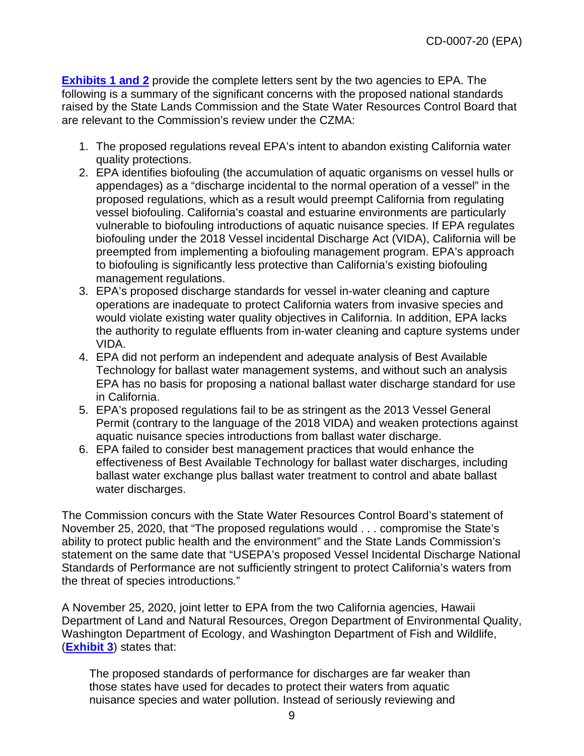**Exhibits 1 and 2** provide the complete letters sent by the two agencies to EPA. The following is a summary of the significant concerns with the proposed national standards raised by the State Lands Commission and the State Water Resources Control Board that are relevant to the Commission's review under the CZMA:

1. The proposed regulations reveal EPA's intent to abandon existing California water quality protections.
2. EPA identifies biofouling (the accumulation of aquatic organisms on vessel hulls or appendages) as a "discharge incidental to the normal operation of a vessel" in the proposed regulations, which as a result would preempt California from regulating vessel biofouling. California's coastal and estuarine environments are particularly vulnerable to biofouling introductions of aquatic nuisance species. If EPA regulates biofouling under the 2018 Vessel incidental Discharge Act (VIDA), California will be preempted from implementing a biofouling management program. EPA's approach to biofouling is significantly less protective than California's existing biofouling management regulations.
3. EPA's proposed discharge standards for vessel in-water cleaning and capture operations are inadequate to protect California waters from invasive species and would violate existing water quality objectives in California. In addition, EPA lacks the authority to regulate effluents from in-water cleaning and capture systems under VIDA.
4. EPA did not perform an independent and adequate analysis of Best Available Technology for ballast water management systems, and without such an analysis EPA has no basis for proposing a national ballast water discharge standard for use in California.
5. EPA's proposed regulations fail to be as stringent as the 2013 Vessel General Permit (contrary to the language of the 2018 VIDA) and weaken protections against aquatic nuisance species introductions from ballast water discharge.
6. EPA failed to consider best management practices that would enhance the effectiveness of Best Available Technology for ballast water discharges, including ballast water exchange plus ballast water treatment to control and abate ballast water discharges.

The Commission concurs with the State Water Resources Control Board's statement of November 25, 2020, that "The proposed regulations would . . . compromise the State's ability to protect public health and the environment" and the State Lands Commission's statement on the same date that "USEPA's proposed Vessel Incidental Discharge National Standards of Performance are not sufficiently stringent to protect California's waters from the threat of species introductions."

A November 25, 2020, joint letter to EPA from the two California agencies, Hawaii Department of Land and Natural Resources, Oregon Department of Environmental Quality, Washington Department of Ecology, and Washington Department of Fish and Wildlife, (**Exhibit 3**) states that:

> The proposed standards of performance for discharges are far weaker than those states have used for decades to protect their waters from aquatic nuisance species and water pollution. Instead of seriously reviewing and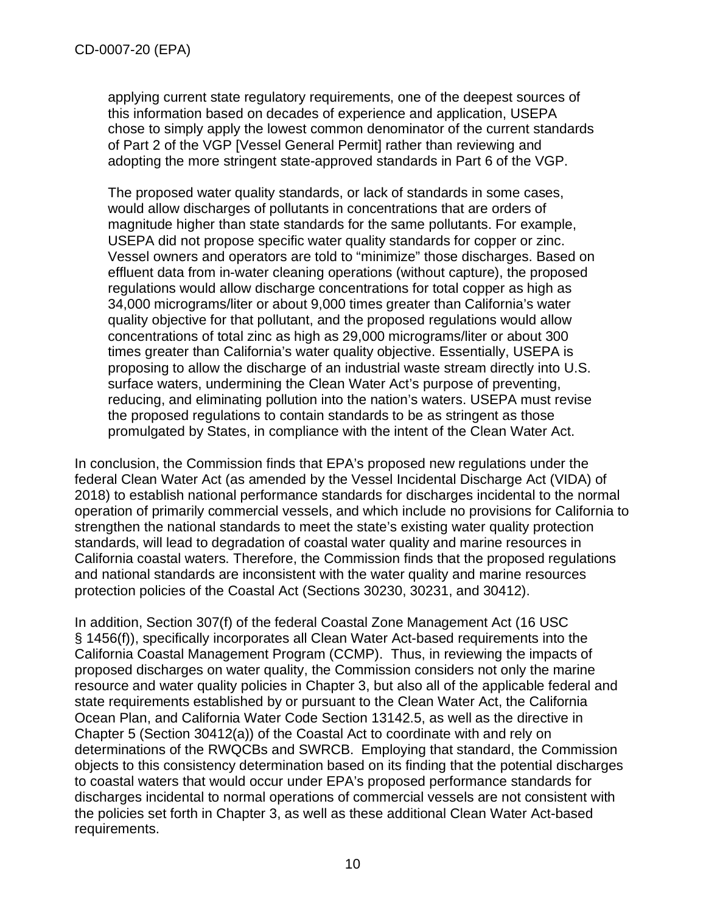> applying current state regulatory requirements, one of the deepest sources of this information based on decades of experience and application, USEPA chose to simply apply the lowest common denominator of the current standards of Part 2 of the VGP [Vessel General Permit] rather than reviewing and adopting the more stringent state-approved standards in Part 6 of the VGP.
>
> The proposed water quality standards, or lack of standards in some cases, would allow discharges of pollutants in concentrations that are orders of magnitude higher than state standards for the same pollutants. For example, USEPA did not propose specific water quality standards for copper or zinc. Vessel owners and operators are told to "minimize" those discharges. Based on effluent data from in-water cleaning operations (without capture), the proposed regulations would allow discharge concentrations for total copper as high as 34,000 micrograms/liter or about 9,000 times greater than California's water quality objective for that pollutant, and the proposed regulations would allow concentrations of total zinc as high as 29,000 micrograms/liter or about 300 times greater than California's water quality objective. Essentially, USEPA is proposing to allow the discharge of an industrial waste stream directly into U.S. surface waters, undermining the Clean Water Act's purpose of preventing, reducing, and eliminating pollution into the nation's waters. USEPA must revise the proposed regulations to contain standards to be as stringent as those promulgated by States, in compliance with the intent of the Clean Water Act.

In conclusion, the Commission finds that EPA's proposed new regulations under the federal Clean Water Act (as amended by the Vessel Incidental Discharge Act (VIDA) of 2018) to establish national performance standards for discharges incidental to the normal operation of primarily commercial vessels, and which include no provisions for California to strengthen the national standards to meet the state's existing water quality protection standards, will lead to degradation of coastal water quality and marine resources in California coastal waters. Therefore, the Commission finds that the proposed regulations and national standards are inconsistent with the water quality and marine resources protection policies of the Coastal Act (Sections 30230, 30231, and 30412).

In addition, Section 307(f) of the federal Coastal Zone Management Act (16 USC § 1456(f)), specifically incorporates all Clean Water Act-based requirements into the California Coastal Management Program (CCMP). Thus, in reviewing the impacts of proposed discharges on water quality, the Commission considers not only the marine resource and water quality policies in Chapter 3, but also all of the applicable federal and state requirements established by or pursuant to the Clean Water Act, the California Ocean Plan, and California Water Code Section 13142.5, as well as the directive in Chapter 5 (Section 30412(a)) of the Coastal Act to coordinate with and rely on determinations of the RWQCBs and SWRCB. Employing that standard, the Commission objects to this consistency determination based on its finding that the potential discharges to coastal waters that would occur under EPA's proposed performance standards for discharges incidental to normal operations of commercial vessels are not consistent with the policies set forth in Chapter 3, as well as these additional Clean Water Act-based requirements.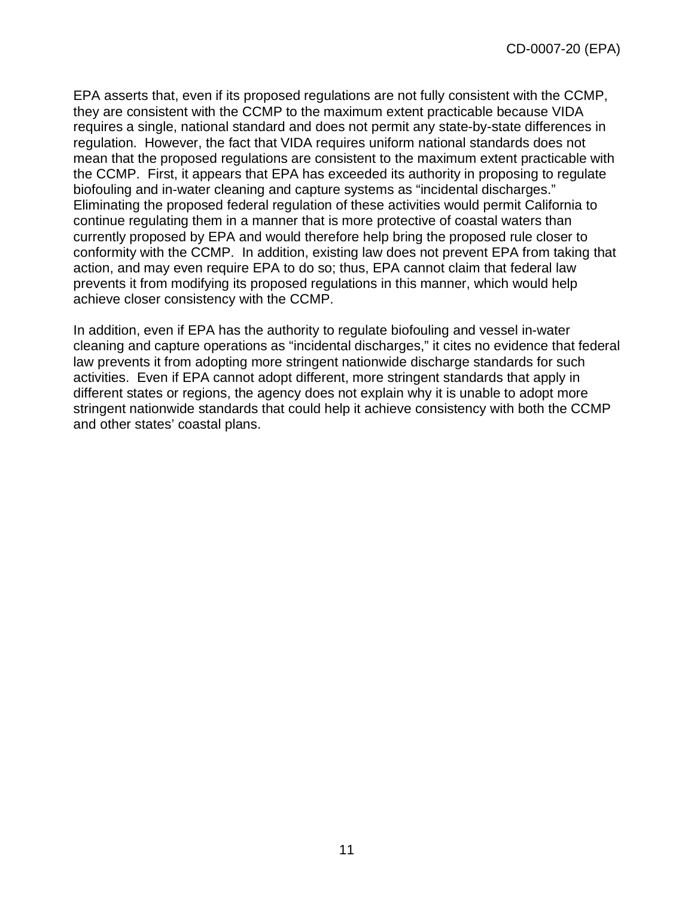EPA asserts that, even if its proposed regulations are not fully consistent with the CCMP, they are consistent with the CCMP to the maximum extent practicable because VIDA requires a single, national standard and does not permit any state-by-state differences in regulation. However, the fact that VIDA requires uniform national standards does not mean that the proposed regulations are consistent to the maximum extent practicable with the CCMP. First, it appears that EPA has exceeded its authority in proposing to regulate biofouling and in-water cleaning and capture systems as "incidental discharges." Eliminating the proposed federal regulation of these activities would permit California to continue regulating them in a manner that is more protective of coastal waters than currently proposed by EPA and would therefore help bring the proposed rule closer to conformity with the CCMP. In addition, existing law does not prevent EPA from taking that action, and may even require EPA to do so; thus, EPA cannot claim that federal law prevents it from modifying its proposed regulations in this manner, which would help achieve closer consistency with the CCMP.

In addition, even if EPA has the authority to regulate biofouling and vessel in-water cleaning and capture operations as "incidental discharges," it cites no evidence that federal law prevents it from adopting more stringent nationwide discharge standards for such activities. Even if EPA cannot adopt different, more stringent standards that apply in different states or regions, the agency does not explain why it is unable to adopt more stringent nationwide standards that could help it achieve consistency with both the CCMP and other states' coastal plans.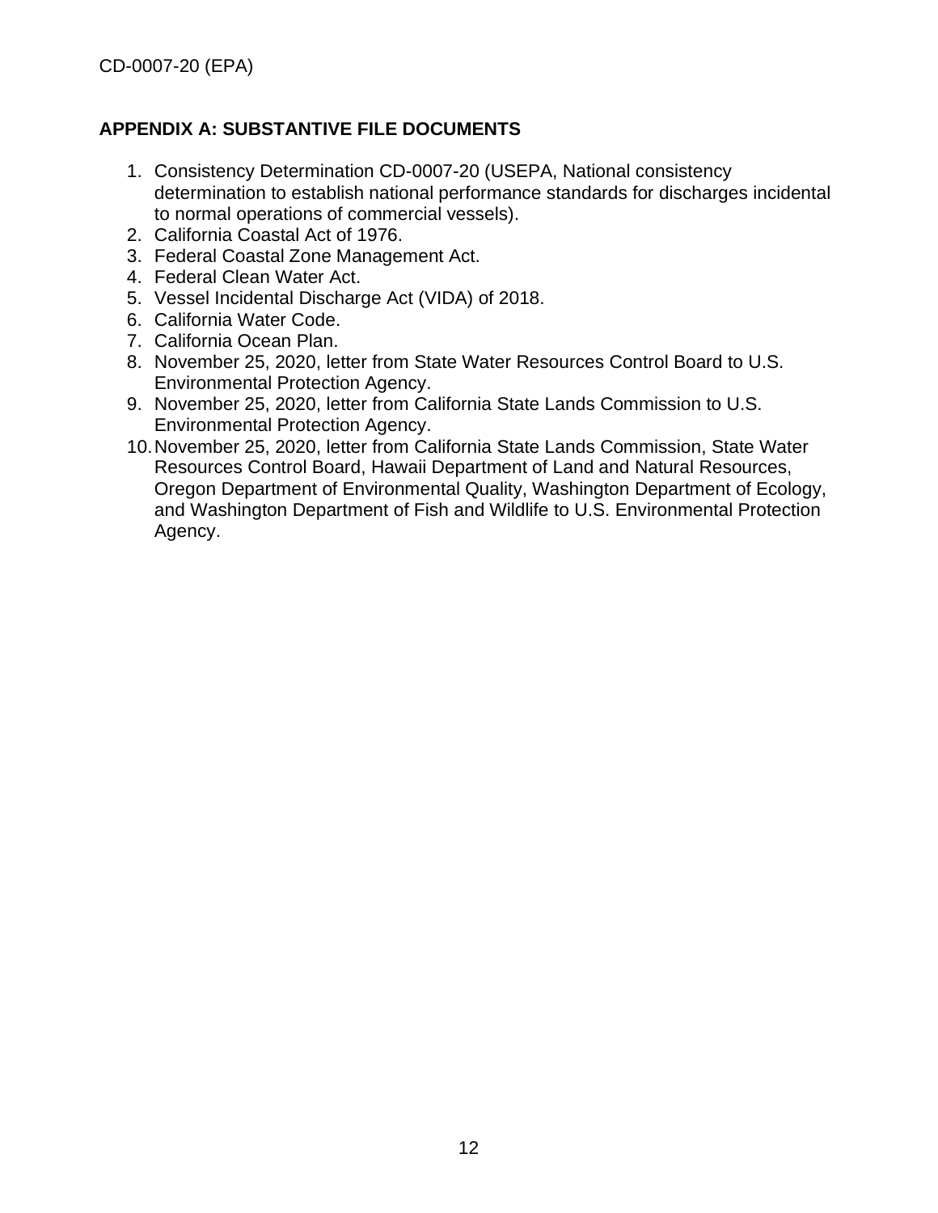## APPENDIX A: SUBSTANTIVE FILE DOCUMENTS

1. Consistency Determination CD-0007-20 (USEPA, National consistency determination to establish national performance standards for discharges incidental to normal operations of commercial vessels).
2. California Coastal Act of 1976.
3. Federal Coastal Zone Management Act.
4. Federal Clean Water Act.
5. Vessel Incidental Discharge Act (VIDA) of 2018.
6. California Water Code.
7. California Ocean Plan.
8. November 25, 2020, letter from State Water Resources Control Board to U.S. Environmental Protection Agency.
9. November 25, 2020, letter from California State Lands Commission to U.S. Environmental Protection Agency.
10. November 25, 2020, letter from California State Lands Commission, State Water Resources Control Board, Hawaii Department of Land and Natural Resources, Oregon Department of Environmental Quality, Washington Department of Ecology, and Washington Department of Fish and Wildlife to U.S. Environmental Protection Agency.